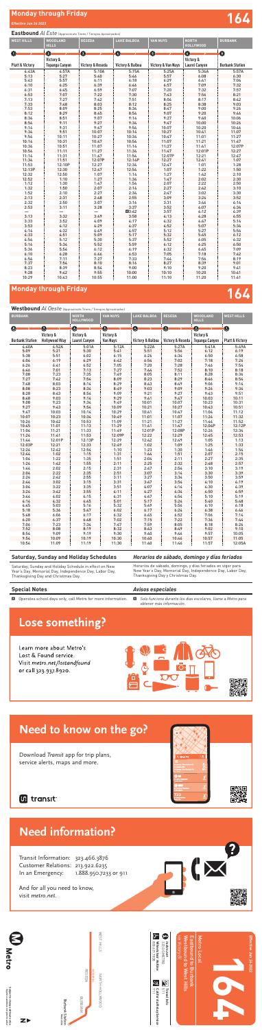# Monday through Friday

**164**

Effective Jun 26 2022

## Eastbound *Al Este* (Approximate Times / *Tiempos Aproximados*)

| WEST HILLS | WOODLAND HILLS | RESEDA | LAKE BALBOA | VAN NUYS | NORTH HOLLYWOOD | BURBANK |
|---|---|---|---|---|---|---|
| 1 | 2 | 3 | 4 | 5 | 6 | 7 |
| Platt & Victory | Victory & Topanga Canyon | Victory & Reseda | Victory & Balboa | Victory & Van Nuys | Victory & Laurel Canyon | Burbank Station |
| 4:43A | 4:57A | 5:10A | 5:15A | 5:25A | 5:36A | 5:57A |
| 5:13 | 5:27 | 5:40 | 5:46 | 5:57 | 6:08 | 6:30 |
| 5:43 | 5:57 | 6:11 | 6:18 | 6:29 | 6:41 | 7:04 |
| 6:10 | 6:25 | 6:39 | 6:46 | 6:57 | 7:09 | 7:32 |
| 6:31 | 6:45 | 6:59 | 7:07 | 7:20 | 7:32 | 7:57 |
| 6:53 | 7:07 | 7:22 | 7:30 | 7:43 | 7:56 | 8:21 |
| 7:13 | 7:27 | 7:42 | 7:51 | 8:04 | 8:17 | 8:42 |
| 7:33 | 7:48 | 8:03 | 8:12 | 8:25 | 8:38 | 9:03 |
| 7:53 | 8:09 | 8:25 | 8:34 | 8:47 | 9:00 | 9:26 |
| 8:12 | 8:29 | 8:45 | 8:54 | 9:07 | 9:20 | 9:46 |
| 8:34 | 8:51 | 9:07 | 9:16 | 9:27 | 9:40 | 10:06 |
| 8:54 | 9:11 | 9:27 | 9:36 | 9:47 | 10:00 | 10:26 |
| 9:14 | 9:31 | 9:47 | 9:56 | 10:07 | 10:20 | 10:46 |
| 9:34 | 9:51 | 10:07 | 10:16 | 10:27 | 10:41 | 11:07 |
| 9:54 | 10:11 | 10:27 | 10:36 | 10:47 | 11:01 | 11:27 |
| 10:14 | 10:31 | 10:47 | 10:56 | 11:07 | 11:21 | 11:47 |
| 10:34 | 10:51 | 11:07 | 11:16 | 11:27 | 11:41 | 12:07P |
| 10:54 | 11:11 | 11:27 | 11:36 | 11:47 | 12:01P | 12:27 |
| 11:14 | 11:31 | 11:47 | 11:56 | 12:07P | 12:21 | 12:47 |
| 11:34 | 11:51 | 12:07P | 12:16P | 12:27 | 12:41 | 1:07 |
| 11:53 | 12:10P | 12:27 | 12:36 | 12:47 | 1:01 | 1:28 |
| 12:13P | 12:30 | 12:47 | 12:56 | 1:07 | 1:22 | 1:50 |
| 12:32 | 12:50 | 1:07 | 1:16 | 1:27 | 1:42 | 2:10 |
| 12:52 | 1:10 | 1:27 | 1:36 | 1:47 | 2:02 | 2:30 |
| 1:12 | 1:30 | 1:47 | 1:56 | 2:07 | 2:22 | 2:50 |
| 1:32 | 1:50 | 2:07 | 2:16 | 2:27 | 2:42 | 3:10 |
| 1:52 | 2:10 | 2:27 | 2:36 | 2:47 | 3:02 | 3:30 |
| 2:13 | 2:31 | 2:48 | 2:55 | 3:09 | 3:24 | 3:52 |
| 2:32 | 2:50 | 3:07 | 3:16 | 3:31 | 3:46 | 4:14 |
| 2:53 | 3:11 | 3:28 | 3:37 | 3:52 | 4:07 | 4:34 |
| — | — | — | A 3:42 | 3:57 | 4:12 | 4:39 |
| 3:13 | 3:32 | 3:49 | 3:58 | 4:13 | 4:28 | 4:55 |
| 3:33 | 3:52 | 4:09 | 4:17 | 4:32 | 4:47 | 5:14 |
| 3:53 | 4:12 | 4:29 | 4:37 | 4:52 | 5:07 | 5:34 |
| 4:14 | 4:32 | 4:49 | 4:57 | 5:12 | 5:27 | 5:54 |
| 4:33 | 4:51 | 5:09 | 5:17 | 5:32 | 5:45 | 6:12 |
| 4:54 | 5:12 | 5:30 | 5:37 | 5:52 | 6:05 | 6:32 |
| 5:16 | 5:34 | 5:52 | 5:59 | 6:12 | 6:25 | 6:50 |
| 5:36 | 5:54 | 6:12 | 6:19 | 6:32 | 6:45 | 7:09 |
| 6:10 | 6:28 | 6:46 | 6:53 | 7:05 | 7:18 | 7:42 |
| 6:56 | 7:11 | 7:27 | 7:33 | 7:44 | 7:56 | 8:19 |
| 7:37 | 7:54 | 8:10 | 8:16 | 8:27 | 8:39 | 9:01 |
| 8:23 | 8:39 | 8:54 | 9:00 | 9:10 | 9:20 | 9:41 |
| 9:28 | 9:42 | 9:55 | 10:00 | 10:10 | 10:20 | 10:41 |
| 10:29 | 10:43 | 10:55 | 11:00 | 11:10 | 11:20 | 11:41 |

# Monday through Friday

**164**

## Westbound *Al Oeste* (Approximate Times / *Tiempos Aproximados*)

| BURBANK | NORTH HOLLYWOOD | VAN NUYS | LAKE BALBOA | RESEDA | WOODLAND HILLS | WEST HILLS |
|---|---|---|---|---|---|---|
| 7 | 8 | 9 | 4 | 3 | 2 | 1 |
| Burbank Station | Victory & Hollywood Way | Victory & Laurel Canyon | Victory & Van Nuys | Victory & Balboa | Victory & Reseda | Victory & Topanga Canyon | Platt & Victory |
| 4:40A | 4:52A | 5:01A | 5:12A | 5:22A | 5:27A | 5:41A | 5:54A |
| 5:09 | 5:21 | 5:30 | 5:41 | 5:51 | 5:56 | 6:10 | 6:23 |
| 5:38 | 5:51 | 6:02 | 6:15 | 6:26 | 6:34 | 6:50 | 7:03 |
| 6:04 | 6:19 | 6:29 | 6:42 | 6:54 | 7:02 | 7:18 | 7:31 |
| 6:26 | 6:41 | 6:52 | 7:05 | 7:20 | 7:28 | 7:46 | 8:01 |
| 6:46 | 7:01 | 7:13 | 7:27 | 7:44 | 7:52 | 8:10 | 8:25 |
| 7:08 | 7:23 | 7:35 | 7:49 | 8:05 | 8:11 | 8:28 | 8:43 |
| 7:27 | 7:42 | 7:54 | 8:09 | 8:23 | 8:29 | 8:46 | 9:01 |
| 7:48 | 8:03 | 8:14 | 8:29 | 8:43 | 8:49 | 9:06 | 9:21 |
| 8:08 | 8:23 | 8:34 | 8:49 | 9:03 | 9:09 | 9:26 | 9:41 |
| 8:28 | 8:43 | 8:54 | 9:09 | 9:21 | 9:27 | 9:43 | 9:58 |
| 8:48 | 9:03 | 9:14 | 9:29 | 9:41 | 9:47 | 10:03 | 10:18 |
| 9:08 | 9:23 | 9:34 | 9:49 | 10:01 | 10:07 | 10:23 | 10:38 |
| 9:27 | 9:43 | 9:54 | 10:09 | 10:21 | 10:27 | 10:43 | 10:58 |
| 9:47 | 10:03 | 10:14 | 10:29 | 10:41 | 10:47 | 11:04 | 11:19 |
| 10:07 | 10:23 | 10:34 | 10:49 | 11:01 | 11:07 | 11:24 | 11:39 |
| 10:26 | 10:42 | 10:53 | 11:09 | 11:21 | 11:27 | 11:44 | 11:59 |
| 10:45 | 11:01 | 11:13 | 11:29 | 11:41 | 11:47 | 12:04P | 12:19P |
| 11:06 | 11:21 | 11:33 | 11:49 | 12:01P | 12:08P | 12:26 | 12:41 |
| 11:26 | 11:41 | 11:53 | 12:09P | 12:22 | 12:29 | 12:45 | 1:02 |
| 11:46 | 12:01P | 12:13P | 12:29 | 12:42 | 12:49 | 1:05 | 1:22 |
| 12:03P | 12:21 | 12:33 | 12:49 | 1:02 | 1:09 | 1:25 | 1:42 |
| 12:24 | 12:42 | 12:54 | 1:10 | 1:23 | 1:30 | 1:46 | 2:03 |
| 12:44 | 1:02 | 1:15 | 1:31 | 1:44 | 1:51 | 2:07 | 2:24 |
| 1:04 | 1:22 | 1:35 | 1:51 | 2:04 | 2:11 | 2:27 | 2:44 |
| 1:24 | 1:42 | 1:55 | 2:11 | 2:25 | 2:32 | 2:48 | 3:05 |
| 1:44 | 2:02 | 2:15 | 2:31 | 2:47 | 2:56 | 3:10 | 3:27 |
| 2:04 | 2:22 | 2:35 | 2:51 | 3:07 | 3:14 | 3:30 | 3:47 |
| 2:24 | 2:42 | 2:55 | 3:11 | 3:27 | 3:34 | 3:50 | 4:07 |
| 2:44 | 3:02 | 3:15 | 3:31 | 3:47 | 3:54 | 4:10 | 4:27 |
| 3:04 | 3:22 | 3:35 | 3:51 | 4:07 | 4:14 | 4:30 | 4:47 |
| 3:24 | 3:42 | 3:55 | 4:11 | 4:27 | 4:34 | 4:50 | 5:07 |
| 3:44 | 4:02 | 4:15 | 4:31 | 4:47 | 4:54 | 5:10 | 5:27 |
| 4:14 | 4:32 | 4:45 | 5:01 | 5:17 | 5:24 | 5:40 | 5:57 |
| 4:45 | 5:03 | 5:16 | 5:32 | 5:49 | 5:56 | 6:10 | 6:26 |
| 5:18 | 5:36 | 5:47 | 6:02 | 6:17 | 6:24 | 6:38 | 6:54 |
| 5:48 | 6:06 | 6:17 | 6:32 | 6:45 | 6:52 | 7:06 | 7:22 |
| 6:20 | 6:37 | 6:48 | 7:02 | 7:15 | 7:22 | 7:36 | 7:52 |
| 7:06 | 7:23 | 7:34 | 7:47 | 7:59 | 8:05 | 8:18 | 8:34 |
| 7:52 | 8:08 | 8:19 | 8:32 | 8:43 | 8:49 | 9:02 | 9:18 |
| 8:54 | 9:09 | 9:19 | 9:30 | 9:40 | 9:46 | 9:57 | 10:11 |
| 9:54 | 10:09 | 10:19 | 10:30 | 10:40 | 10:46 | 10:57 | 11:11 |
| 10:54 | 11:09 | 11:19 | 11:30 | 11:40 | 11:46 | 11:57 | 12:11A |

## Saturday, Sunday and Holiday Schedules

Saturday, Sunday and Holiday Schedule in effect on New Year's Day, Memorial Day, Independence Day, Labor Day, Thanksgiving Day and Christmas Day.

## *Horarios de sábado, domingo y días feriados*

*Horarios de sábado, domingo, y días feriados en vigor para New Year's Day, Memorial Day, Independence Day, Labor Day, Thanksgiving Day y Christmas Day.*

## Special Notes

**A** Operates school days only, call Metro for more information.

## *Avisos especiales*

**A** *Solo funciona durante los días escolares, llame a Metro para obtener más información.*

# Lose something?

Learn more about Metro's Lost & Found service. Visit metro.net/lostandfound or call 323.937.8920.

# Need to know on the go?

Download *Transit* app for trip plans, service alerts, maps and more.

transit

# Need information?

Transit Information: 323.466.3876
Customer Relations: 213.922.6235
In an Emergency: 1.888.950.7233 or 911

And for all you need to know, visit *metro.net*.

Metro

WEST HILLS · RESEDA · NORTH HOLLYWOOD · BURBANK · Burbank Station

Effective Jun 26 2022

**164**

Metro Local
Eastbound to Burbank
Westbound to West Hills
via Victory Bl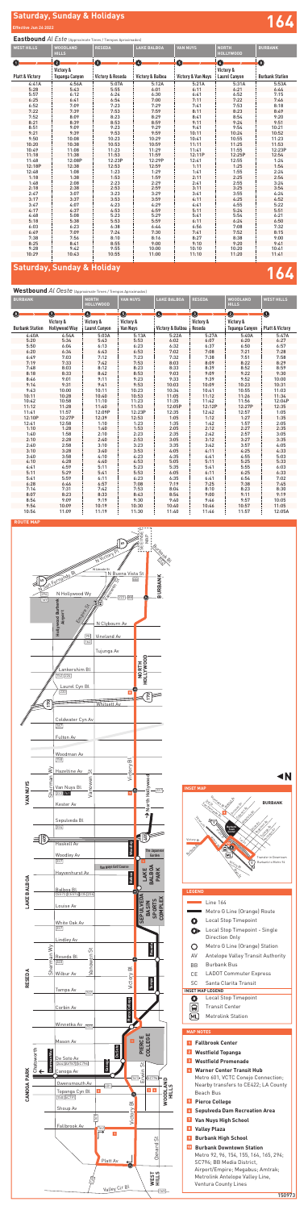# Saturday, Sunday & Holidays

**164**

Effective Jun 26 2022

## Eastbound *Al Este* (Approximate Times / Tiempos Aproximados)

| WEST HILLS | WOODLAND HILLS | RESEDA | LAKE BALBOA | VAN NUYS | NORTH HOLLYWOOD | BURBANK |
|---|---|---|---|---|---|---|
| 1 | 2 | 3 | 4 | 5 | 6 | 7 |
| Platt & Victory | Victory & Topanga Canyon | Victory & Reseda | Victory & Balboa | Victory & Van Nuys | Victory & Laurel Canyon | Burbank Station |
| 4:41A | 4:56A | 5:07A | 5:12A | 5:21A | 5:31A | 5:53A |
| 5:28 | 5:43 | 5:55 | 6:01 | 6:11 | 6:21 | 6:44 |
| 5:57 | 6:12 | 6:24 | 6:30 | 6:41 | 6:52 | 7:15 |
| 6:25 | 6:41 | 6:54 | 7:00 | 7:11 | 7:22 | 7:46 |
| 6:52 | 7:09 | 7:23 | 7:29 | 7:41 | 7:53 | 8:18 |
| 7:22 | 7:39 | 7:53 | 7:59 | 8:11 | 8:23 | 8:49 |
| 7:52 | 8:09 | 8:23 | 8:29 | 8:41 | 8:54 | 9:20 |
| 8:21 | 8:39 | 8:53 | 8:59 | 9:11 | 9:24 | 9:51 |
| 8:51 | 9:09 | 9:23 | 9:29 | 9:41 | 9:54 | 10:21 |
| 9:21 | 9:39 | 9:53 | 9:59 | 10:11 | 10:24 | 10:52 |
| 9:50 | 10:08 | 10:23 | 10:29 | 10:41 | 10:55 | 11:23 |
| 10:20 | 10:38 | 10:53 | 10:59 | 11:11 | 11:25 | 11:53 |
| 10:49 | 11:08 | 11:23 | 11:29 | 11:41 | 11:55 | 12:23P |
| 11:18 | 11:38 | 11:53 | 11:59 | 12:11P | 12:25P | 12:54 |
| 11:48 | 12:08P | 12:23P | 12:29P | 12:41 | 12:55 | 1:24 |
| 12:18P | 12:38 | 12:53 | 12:59 | 1:11 | 1:25 | 1:54 |
| 12:48 | 1:08 | 1:23 | 1:29 | 1:41 | 1:55 | 2:24 |
| 1:18 | 1:38 | 1:53 | 1:59 | 2:11 | 2:25 | 2:54 |
| 1:48 | 2:08 | 2:23 | 2:29 | 2:41 | 2:55 | 3:24 |
| 2:18 | 2:38 | 2:53 | 2:59 | 3:11 | 3:25 | 3:54 |
| 2:47 | 3:07 | 3:23 | 3:29 | 3:41 | 3:55 | 4:24 |
| 3:17 | 3:37 | 3:53 | 3:59 | 4:11 | 4:25 | 4:52 |
| 3:47 | 4:07 | 4:23 | 4:29 | 4:41 | 4:55 | 5:22 |
| 4:17 | 4:37 | 4:53 | 4:59 | 5:11 | 5:24 | 5:51 |
| 4:48 | 5:08 | 5:23 | 5:29 | 5:41 | 5:54 | 6:21 |
| 5:18 | 5:38 | 5:53 | 5:59 | 6:11 | 6:24 | 6:50 |
| 6:03 | 6:23 | 6:38 | 6:44 | 6:56 | 7:08 | 7:32 |
| 6:49 | 7:09 | 7:24 | 7:30 | 7:41 | 7:52 | 8:15 |
| 7:38 | 7:56 | 8:10 | 8:16 | 8:27 | 8:38 | 9:00 |
| 8:25 | 8:41 | 8:55 | 9:00 | 9:10 | 9:20 | 9:41 |
| 9:28 | 9:42 | 9:55 | 10:00 | 10:10 | 10:20 | 10:41 |
| 10:29 | 10:43 | 10:55 | 11:00 | 11:10 | 11:20 | 11:41 |

# Saturday, Sunday & Holiday

**164**

## Westbound *Al Oeste* (Approximate Times / Tiempos Aproximados)

| BURBANK | NORTH HOLLYWOOD | | VAN NUYS | LAKE BALBOA | RESEDA | WOODLAND HILLS | WEST HILLS |
|---|---|---|---|---|---|---|---|
| 7 | 8 | 6 | 5 | 4 | 3 | 2 | 1 |
| Burbank Station | Victory & Hollywood Way | Victory & Laurel Canyon | Victory & Van Nuys | Victory & Balboa | Victory & Reseda | Victory & Topanga Canyon | Platt & Victory |
| 4:40A | 4:54A | 5:03A | 5:13A | 5:22A | 5:27A | 5:40A | 5:47A |
| 5:20 | 5:34 | 5:43 | 5:53 | 6:02 | 6:07 | 6:20 | 6:27 |
| 5:50 | 6:04 | 6:13 | 6:23 | 6:32 | 6:37 | 6:50 | 6:57 |
| 6:20 | 6:34 | 6:43 | 6:53 | 7:02 | 7:08 | 7:21 | 7:28 |
| 6:49 | 7:03 | 7:12 | 7:23 | 7:32 | 7:38 | 7:51 | 7:58 |
| 7:19 | 7:33 | 7:42 | 7:53 | 8:03 | 8:09 | 8:22 | 8:29 |
| 7:48 | 8:03 | 8:12 | 8:23 | 8:33 | 8:39 | 8:52 | 8:59 |
| 8:18 | 8:33 | 8:42 | 8:53 | 9:03 | 9:09 | 9:22 | 9:30 |
| 8:46 | 9:01 | 9:11 | 9:23 | 9:33 | 9:39 | 9:52 | 10:00 |
| 9:16 | 9:31 | 9:41 | 9:53 | 10:03 | 10:09 | 10:23 | 10:31 |
| 9:43 | 10:00 | 10:11 | 10:23 | 10:34 | 10:41 | 10:55 | 11:03 |
| 10:11 | 10:28 | 10:40 | 10:53 | 11:05 | 11:12 | 11:26 | 11:34 |
| 10:42 | 10:58 | 11:10 | 11:23 | 11:35 | 11:42 | 11:56 | 12:04P |
| 11:12 | 11:28 | 11:40 | 11:53 | 12:05P | 12:12P | 12:27P | 12:35 |
| 11:41 | 11:57 | 12:09P | 12:23P | 12:35 | 12:42 | 12:57 | 1:05 |
| 12:10P | 12:27P | 12:39 | 12:53 | 1:05 | 1:12 | 1:27 | 1:35 |
| 12:41 | 12:58 | 1:10 | 1:23 | 1:35 | 1:42 | 1:57 | 2:05 |
| 1:10 | 1:28 | 1:40 | 1:53 | 2:05 | 2:12 | 2:27 | 2:35 |
| 1:40 | 1:58 | 2:10 | 2:23 | 2:35 | 2:42 | 2:57 | 3:05 |
| 2:10 | 2:28 | 2:40 | 2:53 | 3:05 | 3:12 | 3:27 | 3:35 |
| 2:40 | 2:58 | 3:10 | 3:23 | 3:35 | 3:42 | 3:57 | 4:05 |
| 3:10 | 3:28 | 3:40 | 3:53 | 4:05 | 4:11 | 4:25 | 4:33 |
| 3:40 | 3:58 | 4:10 | 4:23 | 4:35 | 4:41 | 4:55 | 5:03 |
| 4:10 | 4:28 | 4:40 | 4:53 | 5:05 | 5:11 | 5:25 | 5:33 |
| 4:41 | 4:59 | 5:11 | 5:23 | 5:35 | 5:41 | 5:55 | 6:03 |
| 5:11 | 5:29 | 5:41 | 5:53 | 6:05 | 6:11 | 6:25 | 6:33 |
| 5:41 | 5:59 | 6:11 | 6:23 | 6:35 | 6:41 | 6:54 | 7:02 |
| 6:28 | 6:44 | 6:57 | 7:08 | 7:19 | 7:25 | 7:38 | 7:45 |
| 7:16 | 7:31 | 7:42 | 7:53 | 8:04 | 8:10 | 8:23 | 8:30 |
| 8:07 | 8:23 | 8:33 | 8:43 | 8:54 | 9:00 | 9:11 | 9:19 |
| 8:54 | 9:09 | 9:19 | 9:30 | 9:40 | 9:46 | 9:57 | 10:05 |
| 9:54 | 10:09 | 10:19 | 10:30 | 10:40 | 10:46 | 10:57 | 11:05 |
| 10:54 | 11:09 | 11:19 | 11:30 | 11:40 | 11:46 | 11:57 | 12:05A |

## ROUTE MAP

### LEGEND

- Line 164
- Metro G Line (Orange) Route
- Local Stop Timepoint
- Local Stop Timepoint - Single Direction Only
- Metro G Line (Orange) Station
- AV Antelope Valley Transit Authority
- BB Burbank Bus
- CE LADOT Commuter Express
- SC Santa Clarita Transit

### INSET MAP LEGEND

- Local Stop Timepoint
- Transit Center
- Metrolink Station

### MAP NOTES

1. **Fallbrook Center**
2. **Westfield Topanga**
3. **Westfield Promenade**
4. **Warner Center Transit Hub** Metro 601, VCTC Conejo Connection; Nearby transfers to CE422; LA County Beach Bus
5. **Pierce College**
6. **Sepulveda Dam Recreation Area**
7. **Van Nuys High School**
8. **Valley Plaza**
9. **Burbank High School**
10. **Burbank Downtown Station** Metro 92, 94, 154, 155, 164, 165, 294; SC794; BB Media District, Airport/Empire; Megabus; Amtrak; Metrolink Antelope Valley Line, Ventura County Lines

150973